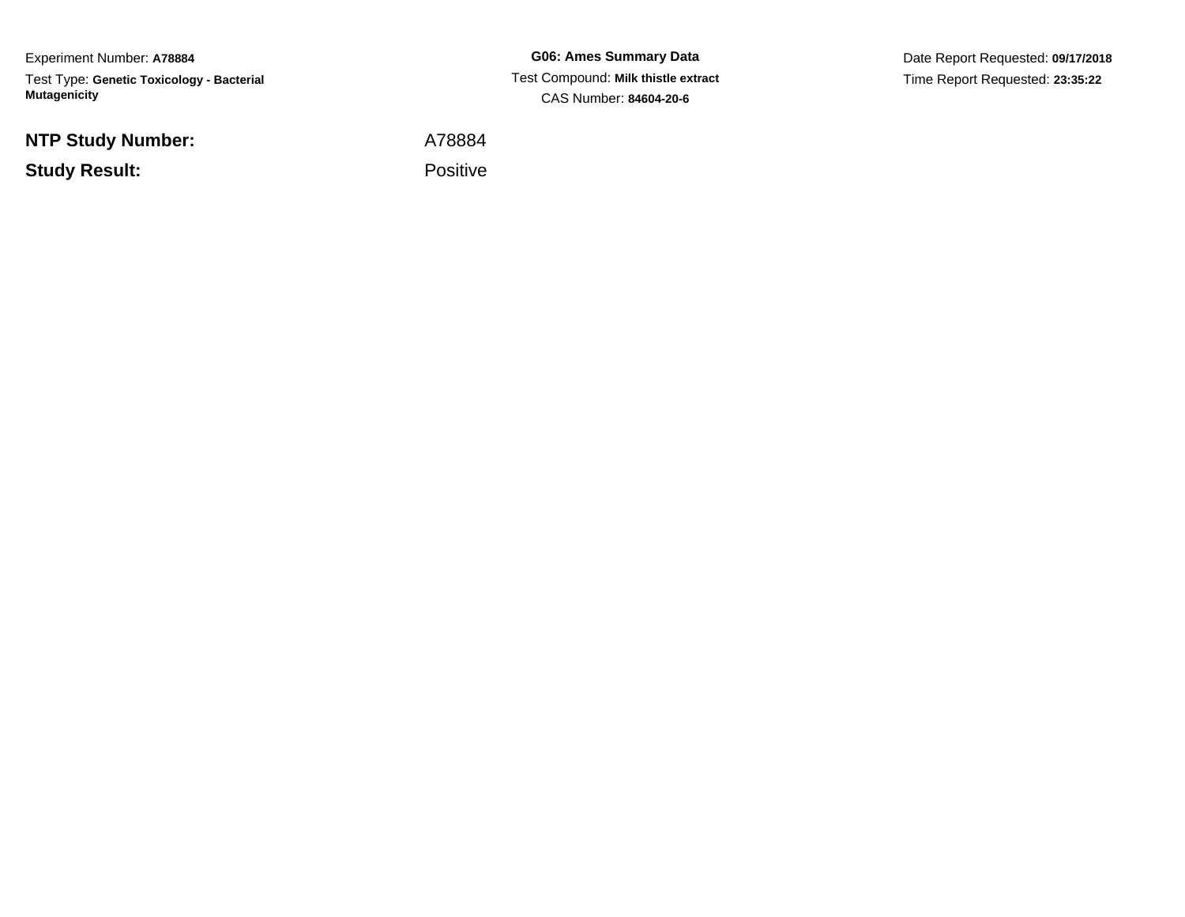Experiment Number: **A78884**

Test Type: **Genetic Toxicology - Bacterial Mutagenicity**

**G06: Ames Summary Data**

Test Compound: **Milk thistle extract**

CAS Number: **84604-20-6**

Date Report Requested: **09/17/2018**

Time Report Requested: **23:35:22**

| | |
|---|---|
| **NTP Study Number:** | A78884 |
| **Study Result:** | Positive |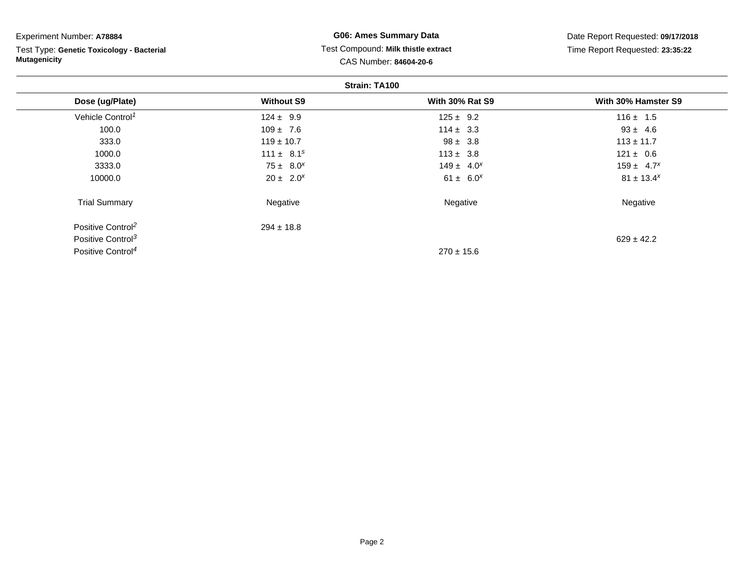Experiment Number: **A78884**

Test Type: **Genetic Toxicology - Bacterial Mutagenicity**

**G06: Ames Summary Data**

Test Compound: **Milk thistle extract**

CAS Number: **84604-20-6**

Date Report Requested: **09/17/2018**

Time Report Requested: **23:35:22**

**Strain: TA100**

| Dose (ug/Plate) | Without S9 | With 30% Rat S9 | With 30% Hamster S9 |
|---|---|---|---|
| Vehicle Control[1] | 124 ± 9.9 | 125 ± 9.2 | 116 ± 1.5 |
| 100.0 | 109 ± 7.6 | 114 ± 3.3 | 93 ± 4.6 |
| 333.0 | 119 ± 10.7 | 98 ± 3.8 | 113 ± 11.7 |
| 1000.0 | 111 ± 8.1[s] | 113 ± 3.8 | 121 ± 0.6 |
| 3333.0 | 75 ± 8.0[x] | 149 ± 4.0[x] | 159 ± 4.7[x] |
| 10000.0 | 20 ± 2.0[x] | 61 ± 6.0[x] | 81 ± 13.4[x] |
| Trial Summary | Negative | Negative | Negative |
| Positive Control[2] | 294 ± 18.8 | | |
| Positive Control[3] | | | 629 ± 42.2 |
| Positive Control[4] | | 270 ± 15.6 | |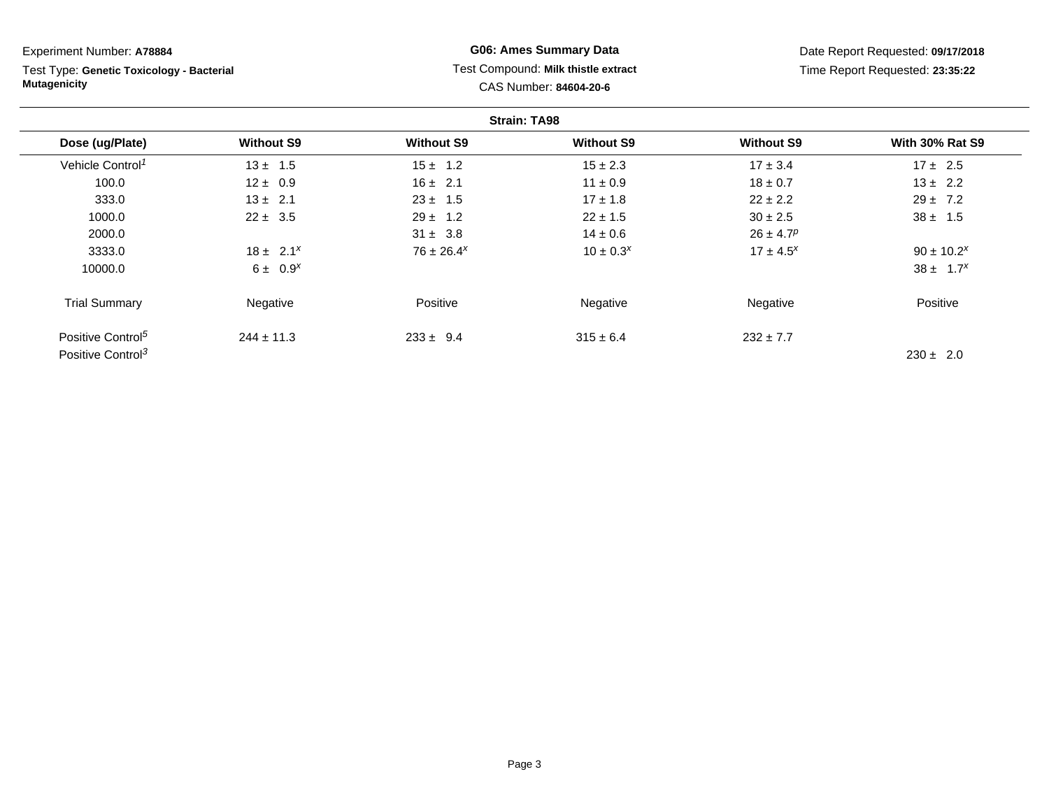Experiment Number: **A78884**

Test Type: **Genetic Toxicology - Bacterial Mutagenicity**

**G06: Ames Summary Data**

Test Compound: **Milk thistle extract**

CAS Number: **84604-20-6**

Date Report Requested: **09/17/2018**

Time Report Requested: **23:35:22**

**Strain: TA98**

| Dose (ug/Plate) | Without S9 | Without S9 | Without S9 | Without S9 | With 30% Rat S9 |
|---|---|---|---|---|---|
| Vehicle Control[1] | 13 ± 1.5 | 15 ± 1.2 | 15 ± 2.3 | 17 ± 3.4 | 17 ± 2.5 |
| 100.0 | 12 ± 0.9 | 16 ± 2.1 | 11 ± 0.9 | 18 ± 0.7 | 13 ± 2.2 |
| 333.0 | 13 ± 2.1 | 23 ± 1.5 | 17 ± 1.8 | 22 ± 2.2 | 29 ± 7.2 |
| 1000.0 | 22 ± 3.5 | 29 ± 1.2 | 22 ± 1.5 | 30 ± 2.5 | 38 ± 1.5 |
| 2000.0 | | 31 ± 3.8 | 14 ± 0.6 | 26 ± 4.7[p] | |
| 3333.0 | 18 ± 2.1[x] | 76 ± 26.4[x] | 10 ± 0.3[x] | 17 ± 4.5[x] | 90 ± 10.2[x] |
| 10000.0 | 6 ± 0.9[x] | | | | 38 ± 1.7[x] |
| Trial Summary | Negative | Positive | Negative | Negative | Positive |
| Positive Control[5] | 244 ± 11.3 | 233 ± 9.4 | 315 ± 6.4 | 232 ± 7.7 | |
| Positive Control[3] | | | | | 230 ± 2.0 |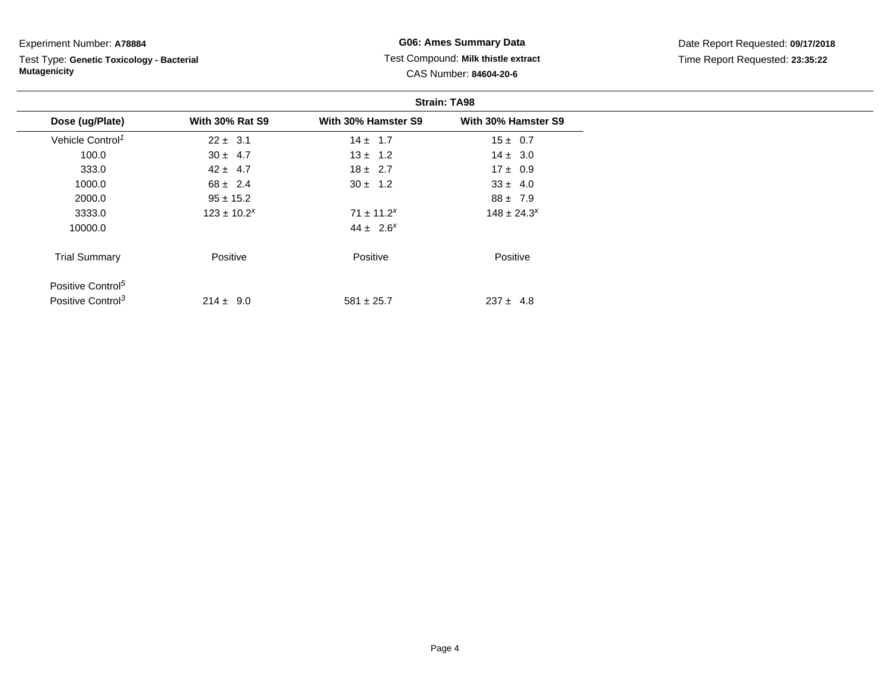Experiment Number: **A78884**

Test Type: **Genetic Toxicology - Bacterial Mutagenicity**

**G06: Ames Summary Data**

Test Compound: **Milk thistle extract**

CAS Number: **84604-20-6**

Date Report Requested: **09/17/2018**

Time Report Requested: **23:35:22**

**Strain: TA98**

| Dose (ug/Plate) | With 30% Rat S9 | With 30% Hamster S9 | With 30% Hamster S9 |
|---|---|---|---|
| Vehicle Control[1] | 22 ± 3.1 | 14 ± 1.7 | 15 ± 0.7 |
| 100.0 | 30 ± 4.7 | 13 ± 1.2 | 14 ± 3.0 |
| 333.0 | 42 ± 4.7 | 18 ± 2.7 | 17 ± 0.9 |
| 1000.0 | 68 ± 2.4 | 30 ± 1.2 | 33 ± 4.0 |
| 2000.0 | 95 ± 15.2 | | 88 ± 7.9 |
| 3333.0 | 123 ± 10.2[x] | 71 ± 11.2[x] | 148 ± 24.3[x] |
| 10000.0 | | 44 ± 2.6[x] | |
| Trial Summary | Positive | Positive | Positive |
| Positive Control[5] | | | |
| Positive Control[3] | 214 ± 9.0 | 581 ± 25.7 | 237 ± 4.8 |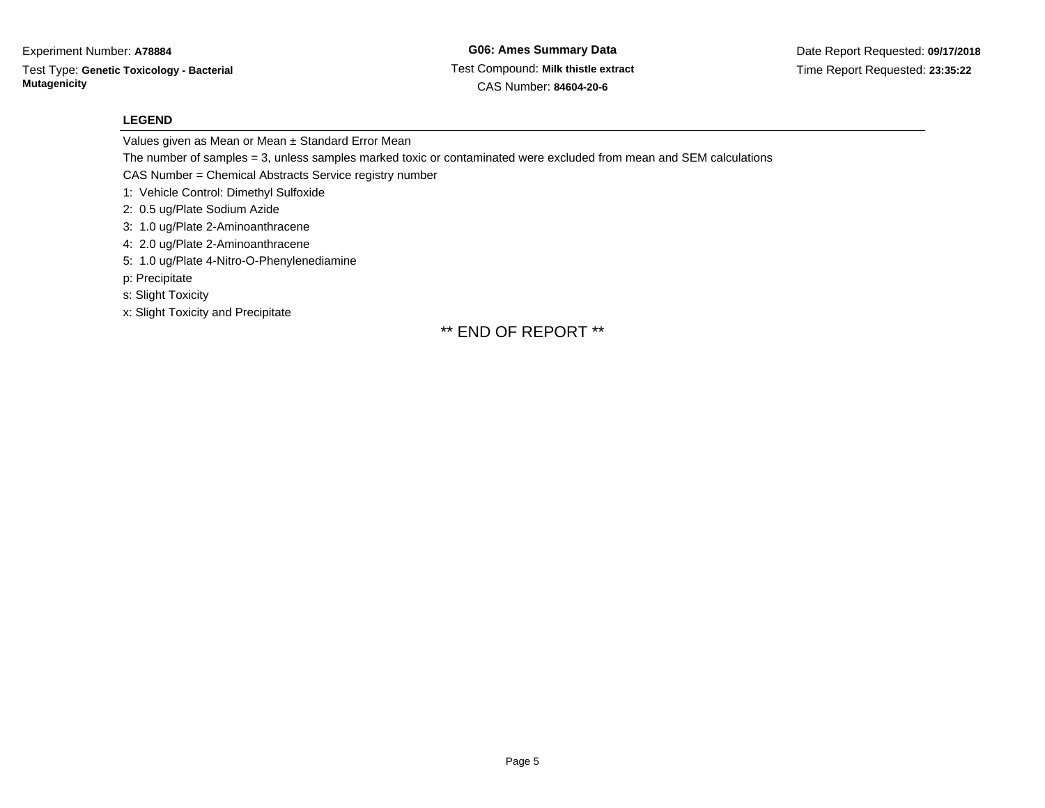**LEGEND**

Values given as Mean or Mean ± Standard Error Mean

The number of samples = 3, unless samples marked toxic or contaminated were excluded from mean and SEM calculations

CAS Number = Chemical Abstracts Service registry number

1: Vehicle Control: Dimethyl Sulfoxide

2: 0.5 ug/Plate Sodium Azide

3: 1.0 ug/Plate 2-Aminoanthracene

4: 2.0 ug/Plate 2-Aminoanthracene

5: 1.0 ug/Plate 4-Nitro-O-Phenylenediamine

p: Precipitate

s: Slight Toxicity

x: Slight Toxicity and Precipitate

** END OF REPORT **